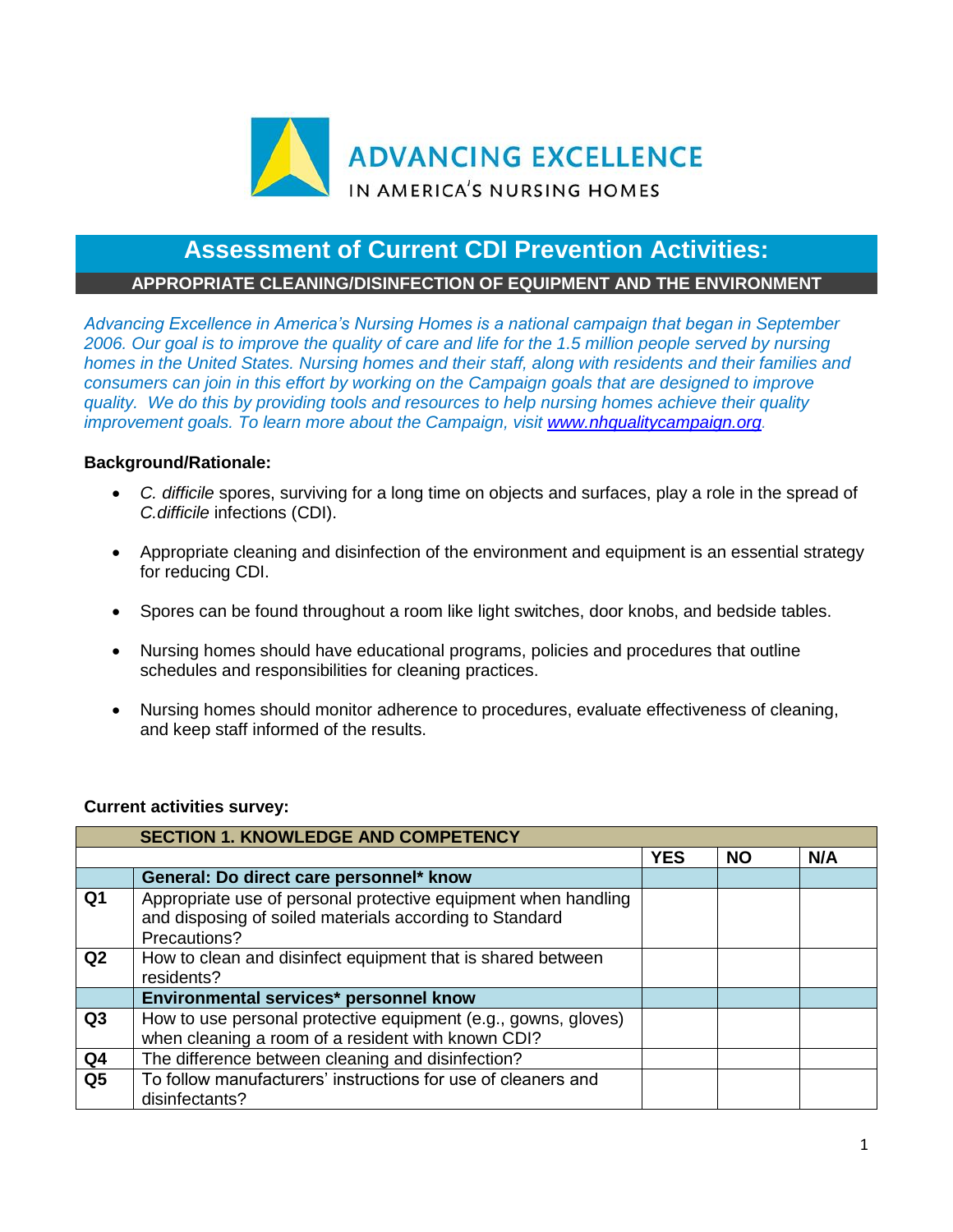ADVANCING EXCELLENCE
IN AMERICA'S NURSING HOMES

# Assessment of Current CDI Prevention Activities:

## APPROPRIATE CLEANING/DISINFECTION OF EQUIPMENT AND THE ENVIRONMENT

*Advancing Excellence in America's Nursing Homes is a national campaign that began in September 2006. Our goal is to improve the quality of care and life for the 1.5 million people served by nursing homes in the United States. Nursing homes and their staff, along with residents and their families and consumers can join in this effort by working on the Campaign goals that are designed to improve quality. We do this by providing tools and resources to help nursing homes achieve their quality improvement goals. To learn more about the Campaign, visit [www.nhqualitycampaign.org](http://www.nhqualitycampaign.org).*

**Background/Rationale:**

- *C. difficile* spores, surviving for a long time on objects and surfaces, play a role in the spread of *C.difficile* infections (CDI).
- Appropriate cleaning and disinfection of the environment and equipment is an essential strategy for reducing CDI.
- Spores can be found throughout a room like light switches, door knobs, and bedside tables.
- Nursing homes should have educational programs, policies and procedures that outline schedules and responsibilities for cleaning practices.
- Nursing homes should monitor adherence to procedures, evaluate effectiveness of cleaning, and keep staff informed of the results.

**Current activities survey:**

| | SECTION 1. KNOWLEDGE AND COMPETENCY | | | |
|---|---|---|---|---|
| | | **YES** | **NO** | **N/A** |
| | **General: Do direct care personnel\* know** | | | |
| **Q1** | Appropriate use of personal protective equipment when handling and disposing of soiled materials according to Standard Precautions? | | | |
| **Q2** | How to clean and disinfect equipment that is shared between residents? | | | |
| | **Environmental services\* personnel know** | | | |
| **Q3** | How to use personal protective equipment (e.g., gowns, gloves) when cleaning a room of a resident with known CDI? | | | |
| **Q4** | The difference between cleaning and disinfection? | | | |
| **Q5** | To follow manufacturers' instructions for use of cleaners and disinfectants? | | | |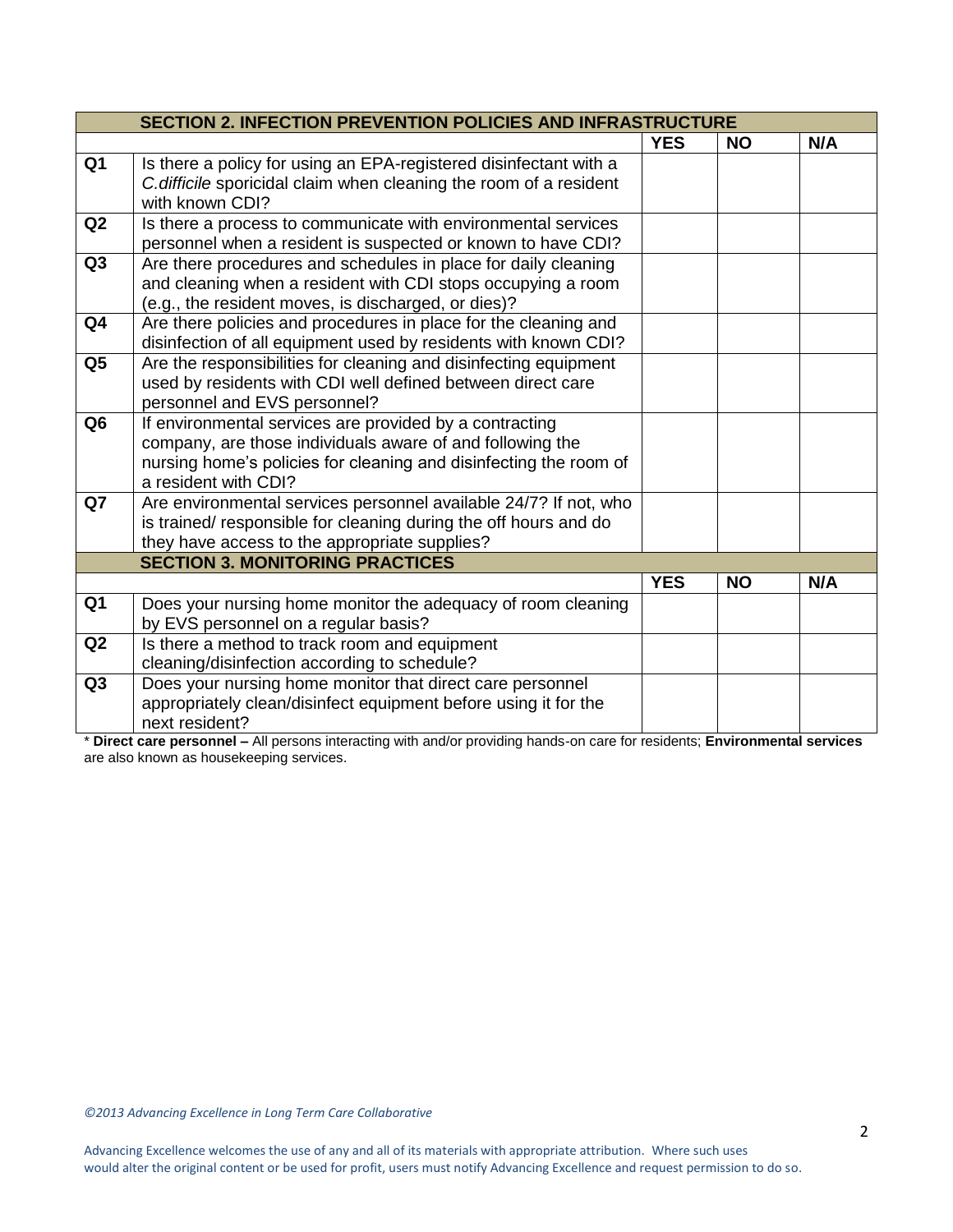| SECTION 2. INFECTION PREVENTION POLICIES AND INFRASTRUCTURE | | | | |
|---|---|---|---|---|
| | | **YES** | **NO** | **N/A** |
| **Q1** | Is there a policy for using an EPA-registered disinfectant with a *C.difficile* sporicidal claim when cleaning the room of a resident with known CDI? | | | |
| **Q2** | Is there a process to communicate with environmental services personnel when a resident is suspected or known to have CDI? | | | |
| **Q3** | Are there procedures and schedules in place for daily cleaning and cleaning when a resident with CDI stops occupying a room (e.g., the resident moves, is discharged, or dies)? | | | |
| **Q4** | Are there policies and procedures in place for the cleaning and disinfection of all equipment used by residents with known CDI? | | | |
| **Q5** | Are the responsibilities for cleaning and disinfecting equipment used by residents with CDI well defined between direct care personnel and EVS personnel? | | | |
| **Q6** | If environmental services are provided by a contracting company, are those individuals aware of and following the nursing home's policies for cleaning and disinfecting the room of a resident with CDI? | | | |
| **Q7** | Are environmental services personnel available 24/7? If not, who is trained/ responsible for cleaning during the off hours and do they have access to the appropriate supplies? | | | |

| SECTION 3. MONITORING PRACTICES | | | | |
|---|---|---|---|---|
| | | **YES** | **NO** | **N/A** |
| **Q1** | Does your nursing home monitor the adequacy of room cleaning by EVS personnel on a regular basis? | | | |
| **Q2** | Is there a method to track room and equipment cleaning/disinfection according to schedule? | | | |
| **Q3** | Does your nursing home monitor that direct care personnel appropriately clean/disinfect equipment before using it for the next resident? | | | |

* **Direct care personnel –** All persons interacting with and/or providing hands-on care for residents; **Environmental services** are also known as housekeeping services.

*©2013 Advancing Excellence in Long Term Care Collaborative*

Advancing Excellence welcomes the use of any and all of its materials with appropriate attribution. Where such uses would alter the original content or be used for profit, users must notify Advancing Excellence and request permission to do so.